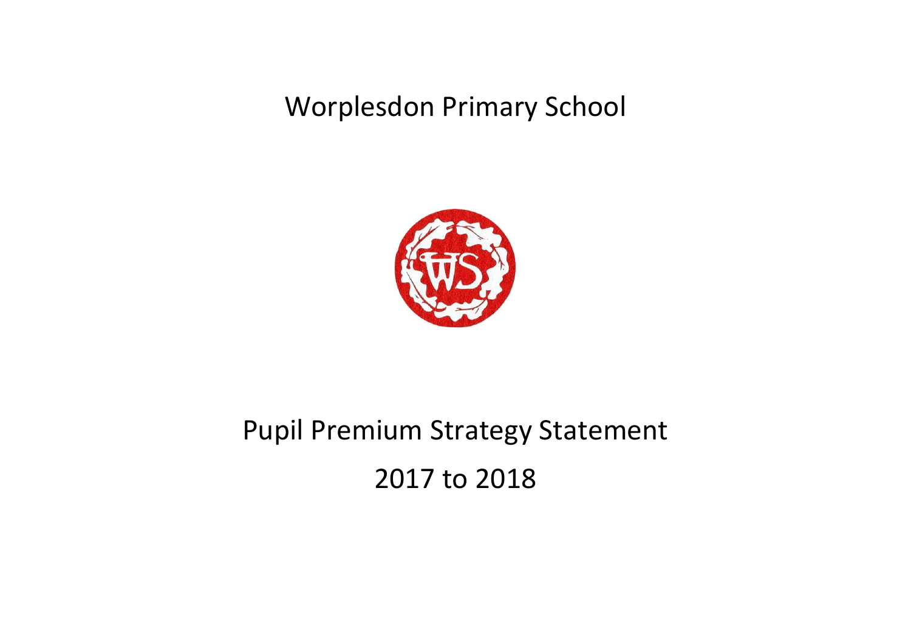# Worplesdon Primary School

# Pupil Premium Strategy Statement

# 2017 to 2018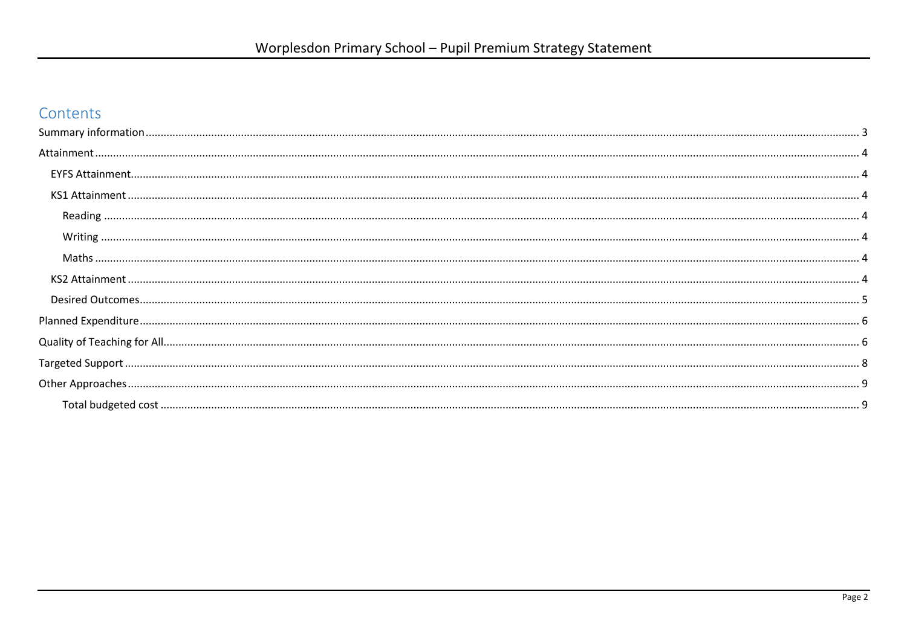# Contents

- Summary information ..... 3
- Attainment ..... 4
  - EYFS Attainment ..... 4
  - KS1 Attainment ..... 4
    - Reading ..... 4
    - Writing ..... 4
    - Maths ..... 4
  - KS2 Attainment ..... 4
  - Desired Outcomes ..... 5
- Planned Expenditure ..... 6
- Quality of Teaching for All ..... 6
- Targeted Support ..... 8
- Other Approaches ..... 9
    - Total budgeted cost ..... 9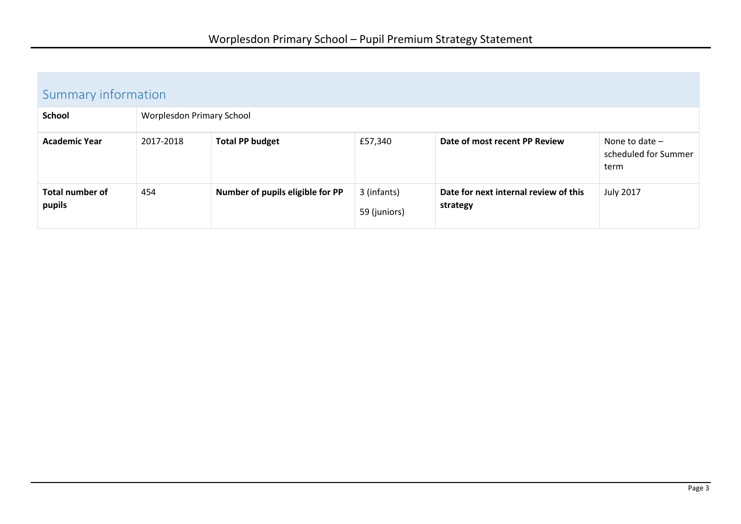# Worplesdon Primary School – Pupil Premium Strategy Statement

## Summary information

| School | Worplesdon Primary School | | | | |
|---|---|---|---|---|---|
| **Academic Year** | 2017-2018 | **Total PP budget** | £57,340 | **Date of most recent PP Review** | None to date – scheduled for Summer term |
| **Total number of pupils** | 454 | **Number of pupils eligible for PP** | 3 (infants)<br>59 (juniors) | **Date for next internal review of this strategy** | July 2017 |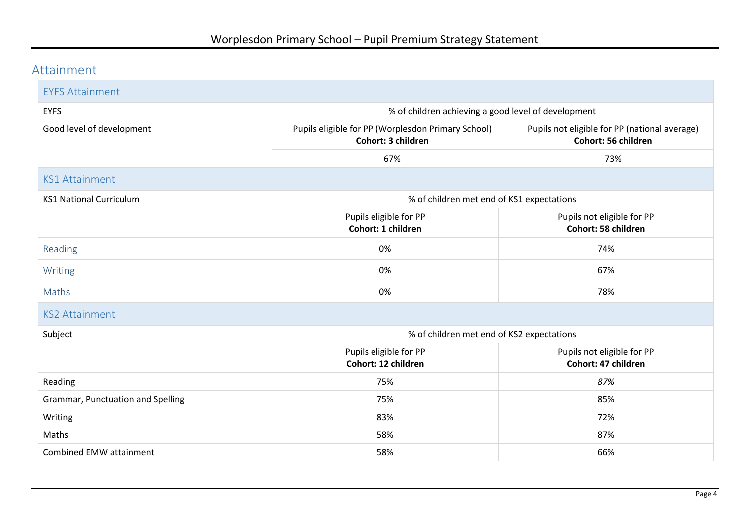## Attainment

### EYFS Attainment

| EYFS | % of children achieving a good level of development | |
|---|---|---|
| Good level of development | Pupils eligible for PP (Worplesdon Primary School) **Cohort: 3 children** | Pupils not eligible for PP (national average) **Cohort: 56 children** |
| | 67% | 73% |

### KS1 Attainment

| KS1 National Curriculum | % of children met end of KS1 expectations | |
|---|---|---|
| | Pupils eligible for PP **Cohort: 1 children** | Pupils not eligible for PP **Cohort: 58 children** |
| Reading | 0% | 74% |
| Writing | 0% | 67% |
| Maths | 0% | 78% |

### KS2 Attainment

| Subject | % of children met end of KS2 expectations | |
|---|---|---|
| | Pupils eligible for PP **Cohort: 12 children** | Pupils not eligible for PP **Cohort: 47 children** |
| Reading | 75% | *87%* |
| Grammar, Punctuation and Spelling | 75% | 85% |
| Writing | 83% | 72% |
| Maths | 58% | 87% |
| Combined EMW attainment | 58% | 66% |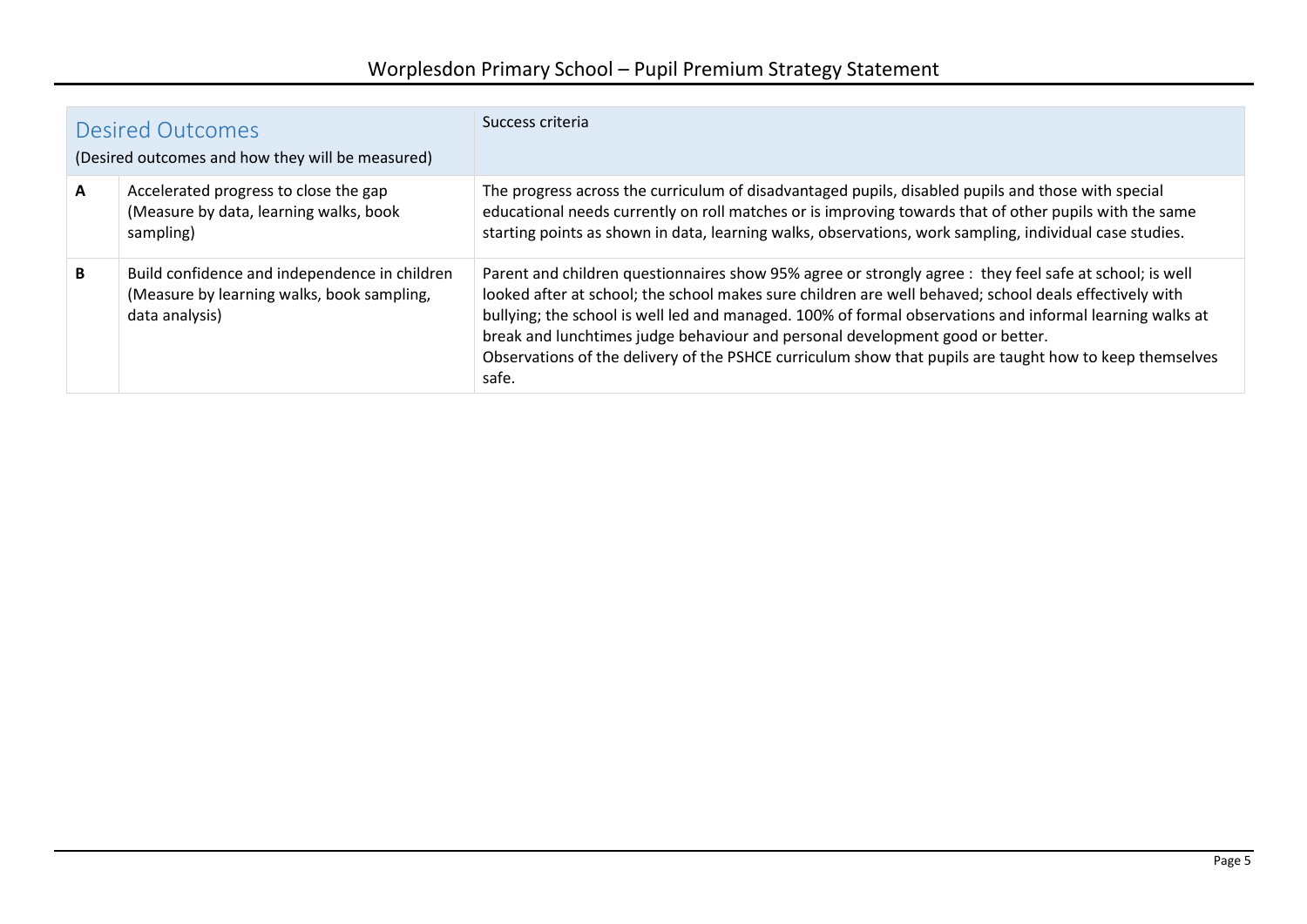| Desired Outcomes (Desired outcomes and how they will be measured) | | Success criteria |
|---|---|---|
| **A** | Accelerated progress to close the gap (Measure by data, learning walks, book sampling) | The progress across the curriculum of disadvantaged pupils, disabled pupils and those with special educational needs currently on roll matches or is improving towards that of other pupils with the same starting points as shown in data, learning walks, observations, work sampling, individual case studies. |
| **B** | Build confidence and independence in children (Measure by learning walks, book sampling, data analysis) | Parent and children questionnaires show 95% agree or strongly agree : they feel safe at school; is well looked after at school; the school makes sure children are well behaved; school deals effectively with bullying; the school is well led and managed. 100% of formal observations and informal learning walks at break and lunchtimes judge behaviour and personal development good or better. Observations of the delivery of the PSHCE curriculum show that pupils are taught how to keep themselves safe. |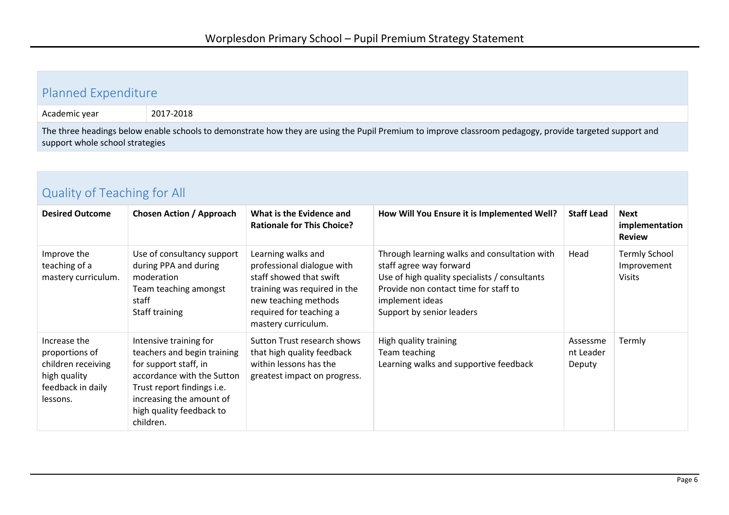## Planned Expenditure

| Academic year | 2017-2018 |
|---|---|

The three headings below enable schools to demonstrate how they are using the Pupil Premium to improve classroom pedagogy, provide targeted support and support whole school strategies

## Quality of Teaching for All

| Desired Outcome | Chosen Action / Approach | What is the Evidence and Rationale for This Choice? | How Will You Ensure it is Implemented Well? | Staff Lead | Next implementation Review |
|---|---|---|---|---|---|
| Improve the teaching of a mastery curriculum. | Use of consultancy support during PPA and during moderation<br>Team teaching amongst staff<br>Staff training | Learning walks and professional dialogue with staff showed that swift training was required in the new teaching methods required for teaching a mastery curriculum. | Through learning walks and consultation with staff agree way forward<br>Use of high quality specialists / consultants<br>Provide non contact time for staff to implement ideas<br>Support by senior leaders | Head | Termly School Improvement Visits |
| Increase the proportions of children receiving high quality feedback in daily lessons. | Intensive training for teachers and begin training for support staff, in accordance with the Sutton Trust report findings i.e. increasing the amount of high quality feedback to children. | Sutton Trust research shows that high quality feedback within lessons has the greatest impact on progress. | High quality training<br>Team teaching<br>Learning walks and supportive feedback | Assessment Leader<br>Deputy | Termly |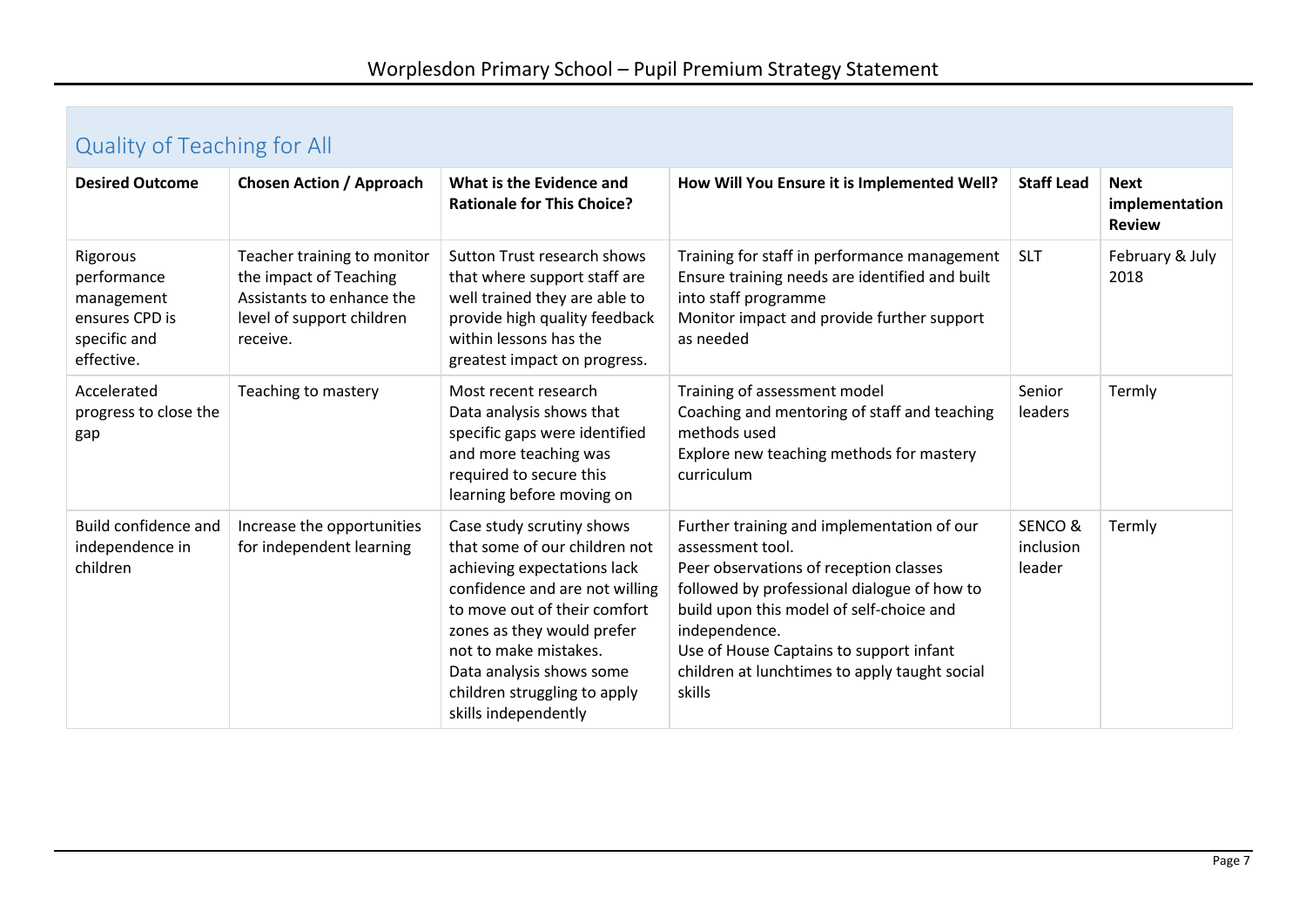## Quality of Teaching for All

| Desired Outcome | Chosen Action / Approach | What is the Evidence and Rationale for This Choice? | How Will You Ensure it is Implemented Well? | Staff Lead | Next implementation Review |
|---|---|---|---|---|---|
| Rigorous performance management ensures CPD is specific and effective. | Teacher training to monitor the impact of Teaching Assistants to enhance the level of support children receive. | Sutton Trust research shows that where support staff are well trained they are able to provide high quality feedback within lessons has the greatest impact on progress. | Training for staff in performance management<br>Ensure training needs are identified and built into staff programme<br>Monitor impact and provide further support as needed | SLT | February & July 2018 |
| Accelerated progress to close the gap | Teaching to mastery | Most recent research<br>Data analysis shows that specific gaps were identified and more teaching was required to secure this learning before moving on | Training of assessment model<br>Coaching and mentoring of staff and teaching methods used<br>Explore new teaching methods for mastery curriculum | Senior leaders | Termly |
| Build confidence and independence in children | Increase the opportunities for independent learning | Case study scrutiny shows that some of our children not achieving expectations lack confidence and are not willing to move out of their comfort zones as they would prefer not to make mistakes.<br>Data analysis shows some children struggling to apply skills independently | Further training and implementation of our assessment tool.<br>Peer observations of reception classes followed by professional dialogue of how to build upon this model of self-choice and independence.<br>Use of House Captains to support infant children at lunchtimes to apply taught social skills | SENCO & inclusion leader | Termly |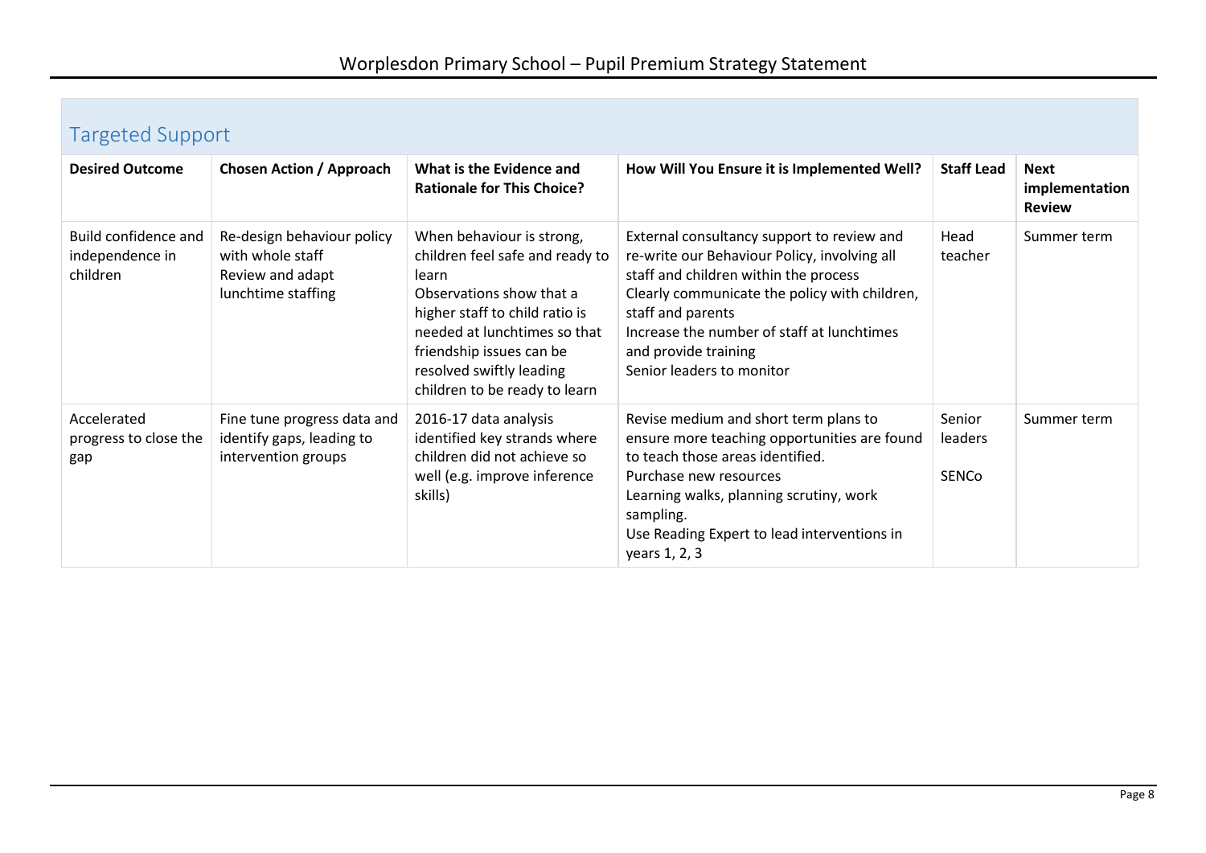## Targeted Support

| Desired Outcome | Chosen Action / Approach | What is the Evidence and Rationale for This Choice? | How Will You Ensure it is Implemented Well? | Staff Lead | Next implementation Review |
|---|---|---|---|---|---|
| Build confidence and independence in children | Re-design behaviour policy with whole staff<br>Review and adapt lunchtime staffing | When behaviour is strong, children feel safe and ready to learn<br>Observations show that a higher staff to child ratio is needed at lunchtimes so that friendship issues can be resolved swiftly leading children to be ready to learn | External consultancy support to review and re-write our Behaviour Policy, involving all staff and children within the process<br>Clearly communicate the policy with children, staff and parents<br>Increase the number of staff at lunchtimes and provide training<br>Senior leaders to monitor | Head teacher | Summer term |
| Accelerated progress to close the gap | Fine tune progress data and identify gaps, leading to intervention groups | 2016-17 data analysis identified key strands where children did not achieve so well (e.g. improve inference skills) | Revise medium and short term plans to ensure more teaching opportunities are found to teach those areas identified.<br>Purchase new resources<br>Learning walks, planning scrutiny, work sampling.<br>Use Reading Expert to lead interventions in years 1, 2, 3 | Senior leaders<br>SENCo | Summer term |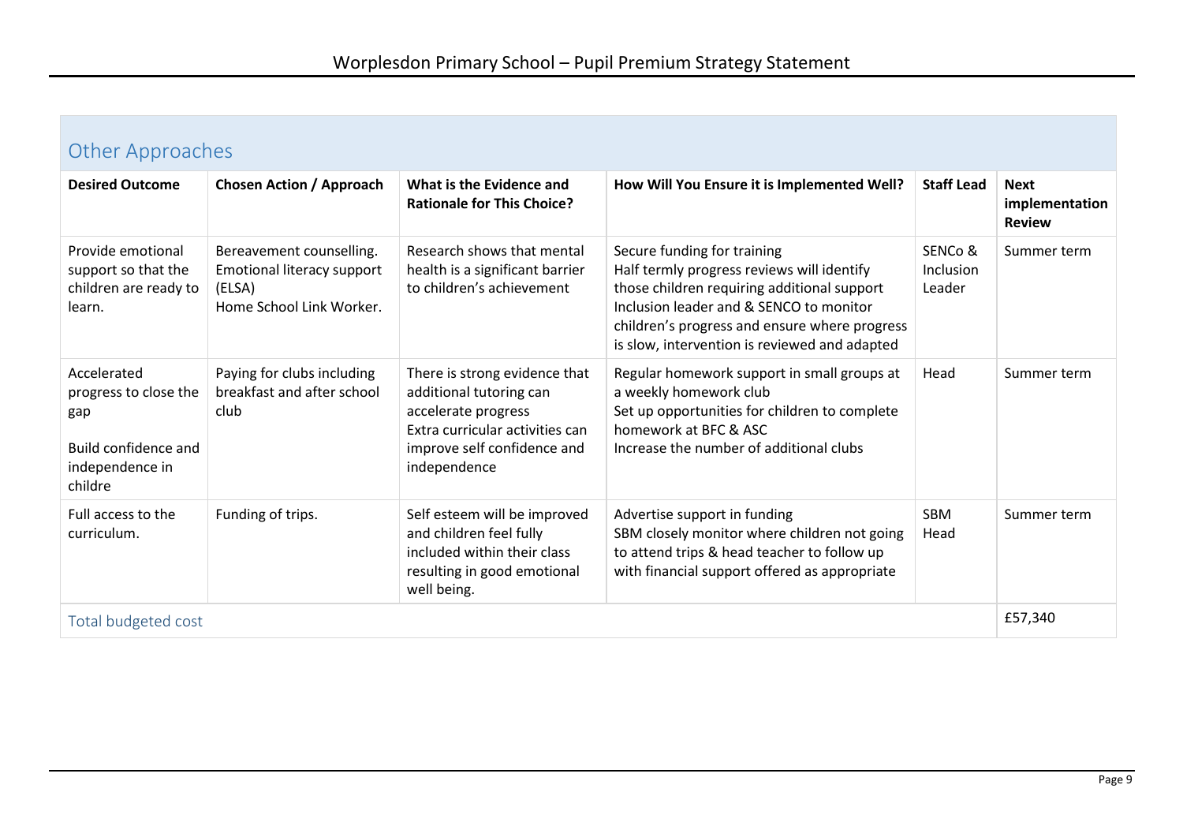## Other Approaches

| Desired Outcome | Chosen Action / Approach | What is the Evidence and Rationale for This Choice? | How Will You Ensure it is Implemented Well? | Staff Lead | Next implementation Review |
|---|---|---|---|---|---|
| Provide emotional support so that the children are ready to learn. | Bereavement counselling.<br>Emotional literacy support (ELSA)<br>Home School Link Worker. | Research shows that mental health is a significant barrier to children's achievement | Secure funding for training<br>Half termly progress reviews will identify those children requiring additional support<br>Inclusion leader and & SENCO to monitor children's progress and ensure where progress is slow, intervention is reviewed and adapted | SENCo & Inclusion Leader | Summer term |
| Accelerated progress to close the gap<br><br>Build confidence and independence in childre | Paying for clubs including breakfast and after school club | There is strong evidence that additional tutoring can accelerate progress<br>Extra curricular activities can improve self confidence and independence | Regular homework support in small groups at a weekly homework club<br>Set up opportunities for children to complete homework at BFC & ASC<br>Increase the number of additional clubs | Head | Summer term |
| Full access to the curriculum. | Funding of trips. | Self esteem will be improved and children feel fully included within their class resulting in good emotional well being. | Advertise support in funding<br>SBM closely monitor where children not going to attend trips & head teacher to follow up with financial support offered as appropriate | SBM<br>Head | Summer term |
| Total budgeted cost | | | | | £57,340 |